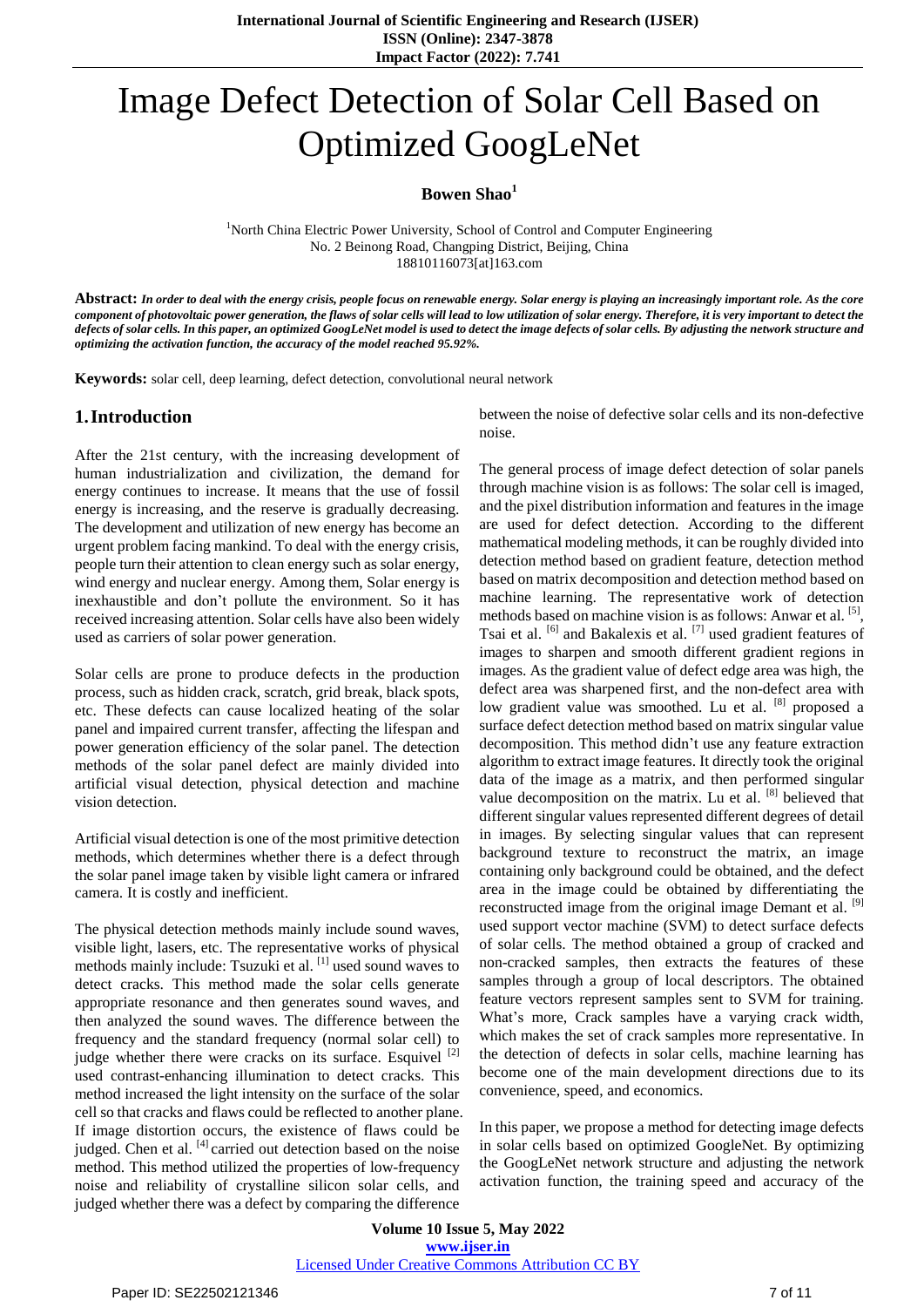# Image Defect Detection of Solar Cell Based on Optimized GoogLeNet

**Bowen Shao**[1]

[1]North China Electric Power University, School of Control and Computer Engineering
No. 2 Beinong Road, Changping District, Beijing, China
18810116073[at]163.com

**Abstract:** ***In order to deal with the energy crisis, people focus on renewable energy. Solar energy is playing an increasingly important role. As the core component of photovoltaic power generation, the flaws of solar cells will lead to low utilization of solar energy. Therefore, it is very important to detect the defects of solar cells. In this paper, an optimized GoogLeNet model is used to detect the image defects of solar cells. By adjusting the network structure and optimizing the activation function, the accuracy of the model reached 95.92%.***

**Keywords:** solar cell, deep learning, defect detection, convolutional neural network

## 1. Introduction

After the 21st century, with the increasing development of human industrialization and civilization, the demand for energy continues to increase. It means that the use of fossil energy is increasing, and the reserve is gradually decreasing. The development and utilization of new energy has become an urgent problem facing mankind. To deal with the energy crisis, people turn their attention to clean energy such as solar energy, wind energy and nuclear energy. Among them, Solar energy is inexhaustible and don't pollute the environment. So it has received increasing attention. Solar cells have also been widely used as carriers of solar power generation.

Solar cells are prone to produce defects in the production process, such as hidden crack, scratch, grid break, black spots, etc. These defects can cause localized heating of the solar panel and impaired current transfer, affecting the lifespan and power generation efficiency of the solar panel. The detection methods of the solar panel defect are mainly divided into artificial visual detection, physical detection and machine vision detection.

Artificial visual detection is one of the most primitive detection methods, which determines whether there is a defect through the solar panel image taken by visible light camera or infrared camera. It is costly and inefficient.

The physical detection methods mainly include sound waves, visible light, lasers, etc. The representative works of physical methods mainly include: Tsuzuki et al. [1] used sound waves to detect cracks. This method made the solar cells generate appropriate resonance and then generates sound waves, and then analyzed the sound waves. The difference between the frequency and the standard frequency (normal solar cell) to judge whether there were cracks on its surface. Esquivel [2] used contrast-enhancing illumination to detect cracks. This method increased the light intensity on the surface of the solar cell so that cracks and flaws could be reflected to another plane. If image distortion occurs, the existence of flaws could be judged. Chen et al. [4] carried out detection based on the noise method. This method utilized the properties of low-frequency noise and reliability of crystalline silicon solar cells, and judged whether there was a defect by comparing the difference between the noise of defective solar cells and its non-defective noise.

The general process of image defect detection of solar panels through machine vision is as follows: The solar cell is imaged, and the pixel distribution information and features in the image are used for defect detection. According to the different mathematical modeling methods, it can be roughly divided into detection method based on gradient feature, detection method based on matrix decomposition and detection method based on machine learning. The representative work of detection methods based on machine vision is as follows: Anwar et al. [5], Tsai et al. [6] and Bakalexis et al. [7] used gradient features of images to sharpen and smooth different gradient regions in images. As the gradient value of defect edge area was high, the defect area was sharpened first, and the non-defect area with low gradient value was smoothed. Lu et al. [8] proposed a surface defect detection method based on matrix singular value decomposition. This method didn't use any feature extraction algorithm to extract image features. It directly took the original data of the image as a matrix, and then performed singular value decomposition on the matrix. Lu et al. [8] believed that different singular values represented different degrees of detail in images. By selecting singular values that can represent background texture to reconstruct the matrix, an image containing only background could be obtained, and the defect area in the image could be obtained by differentiating the reconstructed image from the original image Demant et al. [9] used support vector machine (SVM) to detect surface defects of solar cells. The method obtained a group of cracked and non-cracked samples, then extracts the features of these samples through a group of local descriptors. The obtained feature vectors represent samples sent to SVM for training. What's more, Crack samples have a varying crack width, which makes the set of crack samples more representative. In the detection of defects in solar cells, machine learning has become one of the main development directions due to its convenience, speed, and economics.

In this paper, we propose a method for detecting image defects in solar cells based on optimized GoogleNet. By optimizing the GoogLeNet network structure and adjusting the network activation function, the training speed and accuracy of the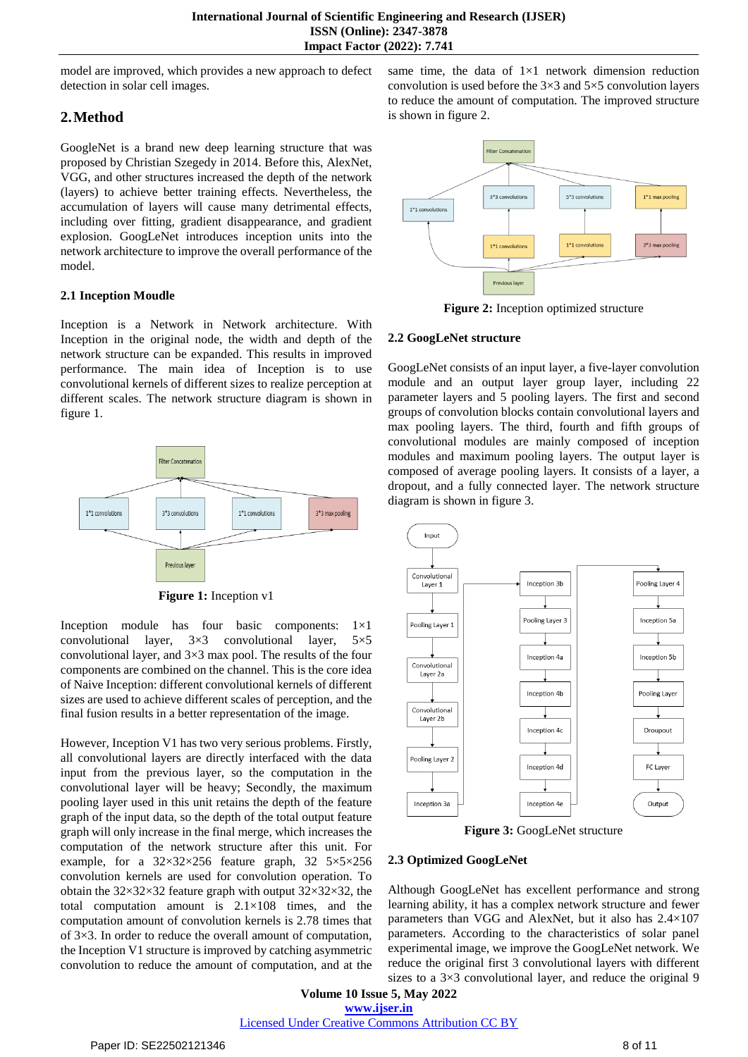model are improved, which provides a new approach to defect detection in solar cell images.

## 2. Method

GoogleNet is a brand new deep learning structure that was proposed by Christian Szegedy in 2014. Before this, AlexNet, VGG, and other structures increased the depth of the network (layers) to achieve better training effects. Nevertheless, the accumulation of layers will cause many detrimental effects, including over fitting, gradient disappearance, and gradient explosion. GoogLeNet introduces inception units into the network architecture to improve the overall performance of the model.

### 2.1 Inception Moudle

Inception is a Network in Network architecture. With Inception in the original node, the width and depth of the network structure can be expanded. This results in improved performance. The main idea of Inception is to use convolutional kernels of different sizes to realize perception at different scales. The network structure diagram is shown in figure 1.

**Figure 1:** Inception v1

Inception module has four basic components: 1×1 convolutional layer, 3×3 convolutional layer, 5×5 convolutional layer, and 3×3 max pool. The results of the four components are combined on the channel. This is the core idea of Naive Inception: different convolutional kernels of different sizes are used to achieve different scales of perception, and the final fusion results in a better representation of the image.

However, Inception V1 has two very serious problems. Firstly, all convolutional layers are directly interfaced with the data input from the previous layer, so the computation in the convolutional layer will be heavy; Secondly, the maximum pooling layer used in this unit retains the depth of the feature graph of the input data, so the depth of the total output feature graph will only increase in the final merge, which increases the computation of the network structure after this unit. For example, for a 32×32×256 feature graph, 32 5×5×256 convolution kernels are used for convolution operation. To obtain the 32×32×32 feature graph with output 32×32×32, the total computation amount is 2.1×108 times, and the computation amount of convolution kernels is 2.78 times that of 3×3. In order to reduce the overall amount of computation, the Inception V1 structure is improved by catching auxiliary convolution to reduce the amount of computation, and at the same time, the data of 1×1 network dimension reduction convolution is used before the 3×3 and 5×5 convolution layers to reduce the amount of computation. The improved structure is shown in figure 2.

**Figure 2:** Inception optimized structure

### 2.2 GoogLeNet structure

GoogLeNet consists of an input layer, a five-layer convolution module and an output layer group layer, including 22 parameter layers and 5 pooling layers. The first and second groups of convolution blocks contain convolutional layers and max pooling layers. The third, fourth and fifth groups of convolutional modules are mainly composed of inception modules and maximum pooling layers. The output layer is composed of average pooling layers. It consists of a layer, a dropout, and a fully connected layer. The network structure diagram is shown in figure 3.

**Figure 3:** GoogLeNet structure

### 2.3 Optimized GoogLeNet

Although GoogLeNet has excellent performance and strong learning ability, it has a complex network structure and fewer parameters than VGG and AlexNet, but it also has 2.4×107 parameters. According to the characteristics of solar panel experimental image, we improve the GoogLeNet network. We reduce the original first 3 convolutional layers with different sizes to a 3×3 convolutional layer, and reduce the original 9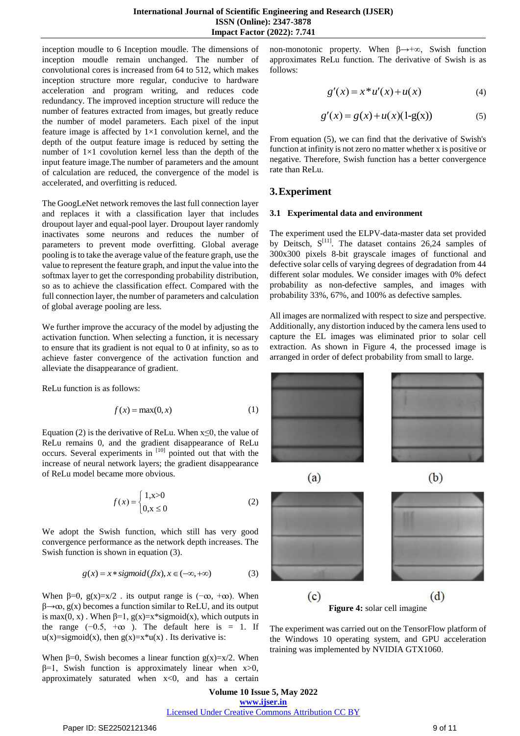inception moudle to 6 Inception moudle. The dimensions of inception moudle remain unchanged. The number of convolutional cores is increased from 64 to 512, which makes inception structure more regular, conducive to hardware acceleration and program writing, and reduces code redundancy. The improved inception structure will reduce the number of features extracted from images, but greatly reduce the number of model parameters. Each pixel of the input feature image is affected by 1×1 convolution kernel, and the depth of the output feature image is reduced by setting the number of 1×1 covolution kernel less than the depth of the input feature image.The number of parameters and the amount of calculation are reduced, the convergence of the model is accelerated, and overfitting is reduced.

The GoogLeNet network removes the last full connection layer and replaces it with a classification layer that includes droupout layer and equal-pool layer. Droupout layer randomly inactivates some neurons and reduces the number of parameters to prevent mode overfitting. Global average pooling is to take the average value of the feature graph, use the value to represent the feature graph, and input the value into the softmax layer to get the corresponding probability distribution, so as to achieve the classification effect. Compared with the full connection layer, the number of parameters and calculation of global average pooling are less.

We further improve the accuracy of the model by adjusting the activation function. When selecting a function, it is necessary to ensure that its gradient is not equal to 0 at infinity, so as to achieve faster convergence of the activation function and alleviate the disappearance of gradient.

ReLu function is as follows:

$$f(x) = \max(0, x) \tag{1}$$

Equation (2) is the derivative of ReLu. When x≤0, the value of ReLu remains 0, and the gradient disappearance of ReLu occurs. Several experiments in [10] pointed out that with the increase of neural network layers; the gradient disappearance of ReLu model became more obvious.

$$f(x) = \begin{cases} 1, x>0 \\ 0, x \le 0 \end{cases} \tag{2}$$

We adopt the Swish function, which still has very good convergence performance as the network depth increases. The Swish function is shown in equation (3).

$$g(x) = x * sigmoid(\beta x), x \in (-\infty, +\infty) \tag{3}$$

When β=0, g(x)=x/2 . its output range is (−∞, +∞). When β→∞, g(x) becomes a function similar to ReLU, and its output is max(0, x) . When β=1, g(x)=x*sigmoid(x), which outputs in the range (−0.5, +∞ ). The default here is = 1. If u(x)=sigmoid(x), then g(x)=x*u(x) . Its derivative is:

When β=0, Swish becomes a linear function g(x)=x/2. When β=1, Swish function is approximately linear when x>0, approximately saturated when x<0, and has a certain non-monotonic property. When β→+∞, Swish function approximates ReLu function. The derivative of Swish is as follows:

$$g'(x) = x * u'(x) + u(x) \tag{4}$$

$$g'(x) = g(x) + u(x)(1\text{-}g(x)) \tag{5}$$

From equation (5), we can find that the derivative of Swish's function at infinity is not zero no matter whether x is positive or negative. Therefore, Swish function has a better convergence rate than ReLu.

## 3. Experiment

### 3.1 Experimental data and environment

The experiment used the ELPV-data-master data set provided by Deitsch, S[11]. The dataset contains 26,24 samples of 300x300 pixels 8-bit grayscale images of functional and defective solar cells of varying degrees of degradation from 44 different solar modules. We consider images with 0% defect probability as non-defective samples, and images with probability 33%, 67%, and 100% as defective samples.

All images are normalized with respect to size and perspective. Additionally, any distortion induced by the camera lens used to capture the EL images was eliminated prior to solar cell extraction. As shown in Figure 4, the processed image is arranged in order of defect probability from small to large.

(a) (b) (c) (d)

**Figure 4:** solar cell imagine

The experiment was carried out on the TensorFlow platform of the Windows 10 operating system, and GPU acceleration training was implemented by NVIDIA GTX1060.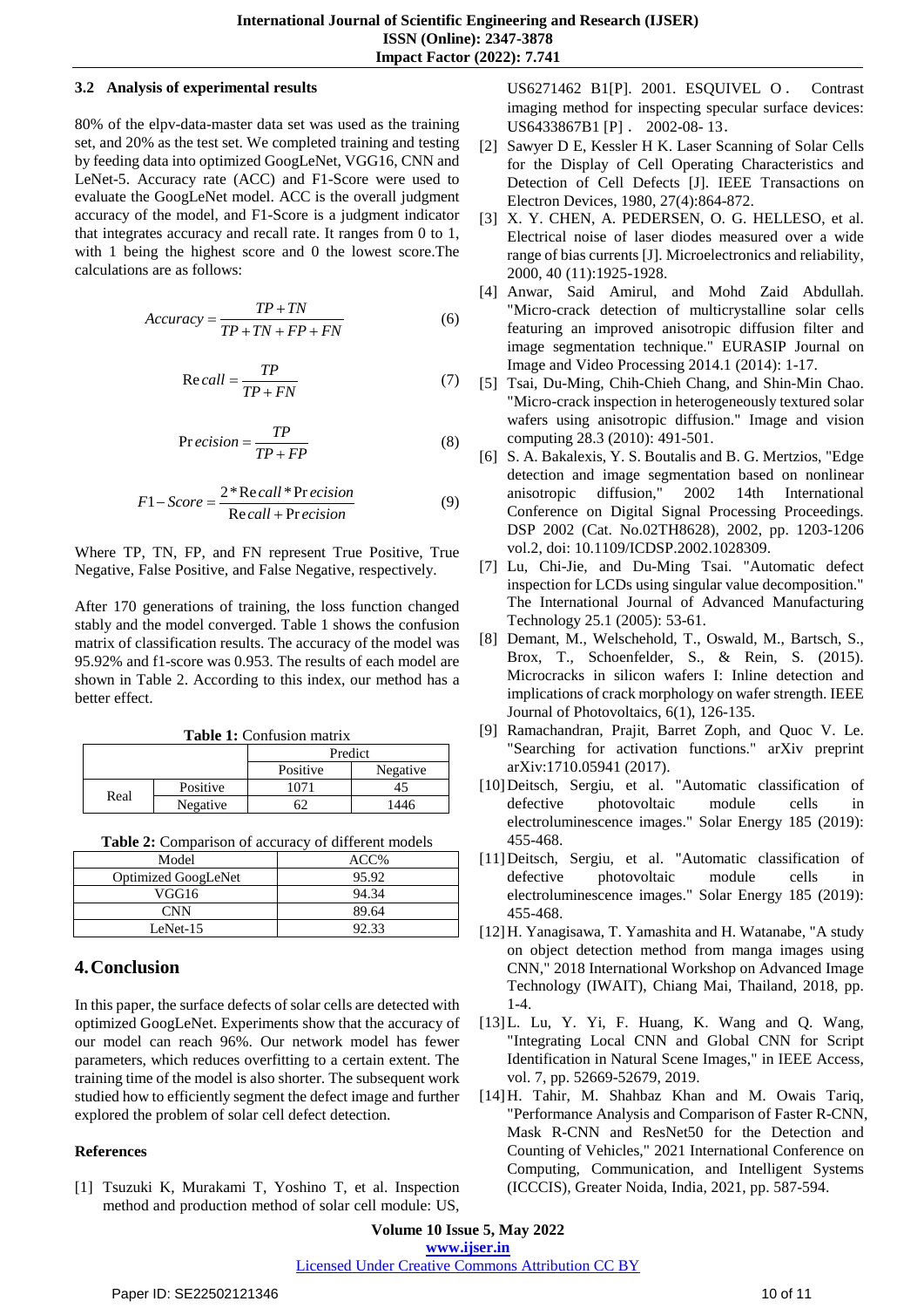### 3.2 Analysis of experimental results

80% of the elpv-data-master data set was used as the training set, and 20% as the test set. We completed training and testing by feeding data into optimized GoogLeNet, VGG16, CNN and LeNet-5. Accuracy rate (ACC) and F1-Score were used to evaluate the GoogLeNet model. ACC is the overall judgment accuracy of the model, and F1-Score is a judgment indicator that integrates accuracy and recall rate. It ranges from 0 to 1, with 1 being the highest score and 0 the lowest score.The calculations are as follows:

$$Accuracy = \frac{TP + TN}{TP + TN + FP + FN} \tag{6}$$

$$Recall = \frac{TP}{TP + FN} \tag{7}$$

$$Precision = \frac{TP}{TP + FP} \tag{8}$$

$$F1 - Score = \frac{2 * Recall * Precision}{Recall + Precision} \tag{9}$$

Where TP, TN, FP, and FN represent True Positive, True Negative, False Positive, and False Negative, respectively.

After 170 generations of training, the loss function changed stably and the model converged. Table 1 shows the confusion matrix of classification results. The accuracy of the model was 95.92% and f1-score was 0.953. The results of each model are shown in Table 2. According to this index, our method has a better effect.

**Table 1:** Confusion matrix

| | | Predict | |
|---|---|---|---|
| | | Positive | Negative |
| Real | Positive | 1071 | 45 |
| | Negative | 62 | 1446 |

**Table 2:** Comparison of accuracy of different models

| Model | ACC% |
|---|---|
| Optimized GoogLeNet | 95.92 |
| VGG16 | 94.34 |
| CNN | 89.64 |
| LeNet-15 | 92.33 |

## 4. Conclusion

In this paper, the surface defects of solar cells are detected with optimized GoogLeNet. Experiments show that the accuracy of our model can reach 96%. Our network model has fewer parameters, which reduces overfitting to a certain extent. The training time of the model is also shorter. The subsequent work studied how to efficiently segment the defect image and further explored the problem of solar cell defect detection.

### References

[1] Tsuzuki K, Murakami T, Yoshino T, et al. Inspection method and production method of solar cell module: US, US6271462 B1[P]. 2001. ESQUIVEL O. Contrast imaging method for inspecting specular surface devices: US6433867B1 [P]. 2002-08- 13.

[2] Sawyer D E, Kessler H K. Laser Scanning of Solar Cells for the Display of Cell Operating Characteristics and Detection of Cell Defects [J]. IEEE Transactions on Electron Devices, 1980, 27(4):864-872.

[3] X. Y. CHEN, A. PEDERSEN, O. G. HELLESO, et al. Electrical noise of laser diodes measured over a wide range of bias currents [J]. Microelectronics and reliability, 2000, 40 (11):1925-1928.

[4] Anwar, Said Amirul, and Mohd Zaid Abdullah. "Micro-crack detection of multicrystalline solar cells featuring an improved anisotropic diffusion filter and image segmentation technique." EURASIP Journal on Image and Video Processing 2014.1 (2014): 1-17.

[5] Tsai, Du-Ming, Chih-Chieh Chang, and Shin-Min Chao. "Micro-crack inspection in heterogeneously textured solar wafers using anisotropic diffusion." Image and vision computing 28.3 (2010): 491-501.

[6] S. A. Bakalexis, Y. S. Boutalis and B. G. Mertzios, "Edge detection and image segmentation based on nonlinear anisotropic diffusion," 2002 14th International Conference on Digital Signal Processing Proceedings. DSP 2002 (Cat. No.02TH8628), 2002, pp. 1203-1206 vol.2, doi: 10.1109/ICDSP.2002.1028309.

[7] Lu, Chi-Jie, and Du-Ming Tsai. "Automatic defect inspection for LCDs using singular value decomposition." The International Journal of Advanced Manufacturing Technology 25.1 (2005): 53-61.

[8] Demant, M., Welschehold, T., Oswald, M., Bartsch, S., Brox, T., Schoenfelder, S., & Rein, S. (2015). Microcracks in silicon wafers I: Inline detection and implications of crack morphology on wafer strength. IEEE Journal of Photovoltaics, 6(1), 126-135.

[9] Ramachandran, Prajit, Barret Zoph, and Quoc V. Le. "Searching for activation functions." arXiv preprint arXiv:1710.05941 (2017).

[10] Deitsch, Sergiu, et al. "Automatic classification of defective photovoltaic module cells in electroluminescence images." Solar Energy 185 (2019): 455-468.

[11] Deitsch, Sergiu, et al. "Automatic classification of defective photovoltaic module cells in electroluminescence images." Solar Energy 185 (2019): 455-468.

[12] H. Yanagisawa, T. Yamashita and H. Watanabe, "A study on object detection method from manga images using CNN," 2018 International Workshop on Advanced Image Technology (IWAIT), Chiang Mai, Thailand, 2018, pp. 1-4.

[13] L. Lu, Y. Yi, F. Huang, K. Wang and Q. Wang, "Integrating Local CNN and Global CNN for Script Identification in Natural Scene Images," in IEEE Access, vol. 7, pp. 52669-52679, 2019.

[14] H. Tahir, M. Shahbaz Khan and M. Owais Tariq, "Performance Analysis and Comparison of Faster R-CNN, Mask R-CNN and ResNet50 for the Detection and Counting of Vehicles," 2021 International Conference on Computing, Communication, and Intelligent Systems (ICCCIS), Greater Noida, India, 2021, pp. 587-594.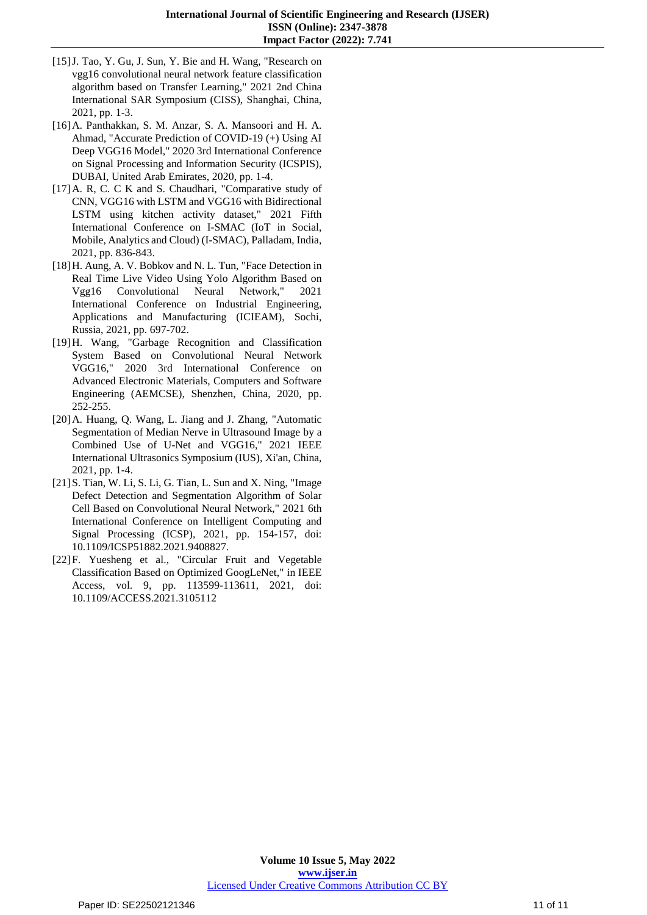[15] J. Tao, Y. Gu, J. Sun, Y. Bie and H. Wang, "Research on vgg16 convolutional neural network feature classification algorithm based on Transfer Learning," 2021 2nd China International SAR Symposium (CISS), Shanghai, China, 2021, pp. 1-3.

[16] A. Panthakkan, S. M. Anzar, S. A. Mansoori and H. A. Ahmad, "Accurate Prediction of COVID-19 (+) Using AI Deep VGG16 Model," 2020 3rd International Conference on Signal Processing and Information Security (ICSPIS), DUBAI, United Arab Emirates, 2020, pp. 1-4.

[17] A. R, C. C K and S. Chaudhari, "Comparative study of CNN, VGG16 with LSTM and VGG16 with Bidirectional LSTM using kitchen activity dataset," 2021 Fifth International Conference on I-SMAC (IoT in Social, Mobile, Analytics and Cloud) (I-SMAC), Palladam, India, 2021, pp. 836-843.

[18] H. Aung, A. V. Bobkov and N. L. Tun, "Face Detection in Real Time Live Video Using Yolo Algorithm Based on Vgg16 Convolutional Neural Network," 2021 International Conference on Industrial Engineering, Applications and Manufacturing (ICIEAM), Sochi, Russia, 2021, pp. 697-702.

[19] H. Wang, "Garbage Recognition and Classification System Based on Convolutional Neural Network VGG16," 2020 3rd International Conference on Advanced Electronic Materials, Computers and Software Engineering (AEMCSE), Shenzhen, China, 2020, pp. 252-255.

[20] A. Huang, Q. Wang, L. Jiang and J. Zhang, "Automatic Segmentation of Median Nerve in Ultrasound Image by a Combined Use of U-Net and VGG16," 2021 IEEE International Ultrasonics Symposium (IUS), Xi'an, China, 2021, pp. 1-4.

[21] S. Tian, W. Li, S. Li, G. Tian, L. Sun and X. Ning, "Image Defect Detection and Segmentation Algorithm of Solar Cell Based on Convolutional Neural Network," 2021 6th International Conference on Intelligent Computing and Signal Processing (ICSP), 2021, pp. 154-157, doi: 10.1109/ICSP51882.2021.9408827.

[22] F. Yuesheng et al., "Circular Fruit and Vegetable Classification Based on Optimized GoogLeNet," in IEEE Access, vol. 9, pp. 113599-113611, 2021, doi: 10.1109/ACCESS.2021.3105112